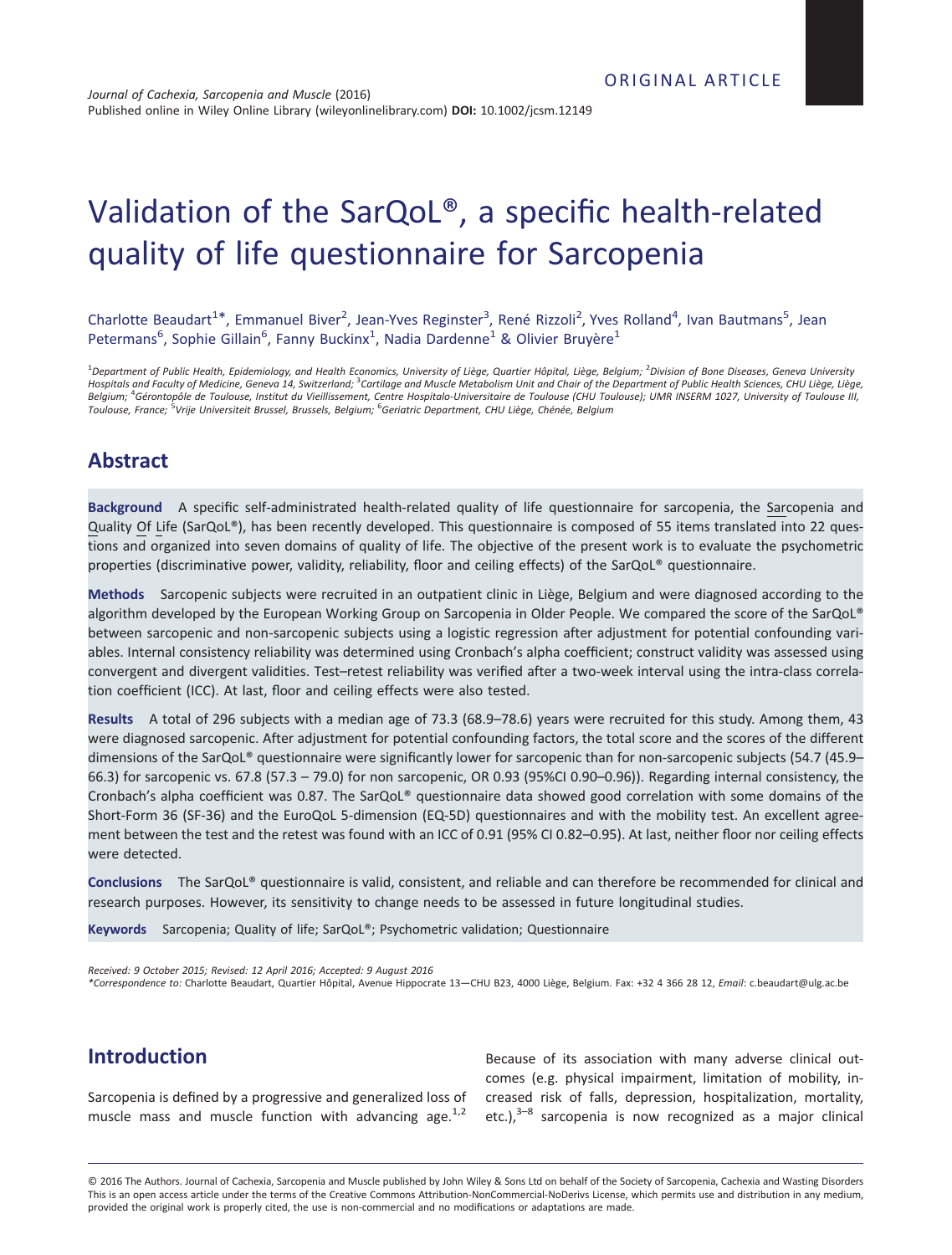ORIGINAL ARTICLE

*Journal of Cachexia, Sarcopenia and Muscle* (2016)
Published online in Wiley Online Library (wileyonlinelibrary.com) **DOI:** 10.1002/jcsm.12149

# Validation of the SarQoL®, a specific health-related quality of life questionnaire for Sarcopenia

Charlotte Beaudart[1]*, Emmanuel Biver[2], Jean-Yves Reginster[3], René Rizzoli[2], Yves Rolland[4], Ivan Bautmans[5], Jean Petermans[6], Sophie Gillain[6], Fanny Buckinx[1], Nadia Dardenne[1] & Olivier Bruyère[1]

[1]*Department of Public Health, Epidemiology, and Health Economics, University of Liège, Quartier Hôpital, Liège, Belgium;* [2]*Division of Bone Diseases, Geneva University Hospitals and Faculty of Medicine, Geneva 14, Switzerland;* [3]*Cartilage and Muscle Metabolism Unit and Chair of the Department of Public Health Sciences, CHU Liège, Liège, Belgium;* [4]*Gérontopôle de Toulouse, Institut du Vieillissement, Centre Hospitalo-Universitaire de Toulouse (CHU Toulouse); UMR INSERM 1027, University of Toulouse III, Toulouse, France;* [5]*Vrije Universiteit Brussel, Brussels, Belgium;* [6]*Geriatric Department, CHU Liège, Chénée, Belgium*

## Abstract

**Background** A specific self-administrated health-related quality of life questionnaire for sarcopenia, the Sarcopenia and Quality Of Life (SarQoL®), has been recently developed. This questionnaire is composed of 55 items translated into 22 questions and organized into seven domains of quality of life. The objective of the present work is to evaluate the psychometric properties (discriminative power, validity, reliability, floor and ceiling effects) of the SarQoL® questionnaire.

**Methods** Sarcopenic subjects were recruited in an outpatient clinic in Liège, Belgium and were diagnosed according to the algorithm developed by the European Working Group on Sarcopenia in Older People. We compared the score of the SarQoL® between sarcopenic and non-sarcopenic subjects using a logistic regression after adjustment for potential confounding variables. Internal consistency reliability was determined using Cronbach's alpha coefficient; construct validity was assessed using convergent and divergent validities. Test–retest reliability was verified after a two-week interval using the intra-class correlation coefficient (ICC). At last, floor and ceiling effects were also tested.

**Results** A total of 296 subjects with a median age of 73.3 (68.9–78.6) years were recruited for this study. Among them, 43 were diagnosed sarcopenic. After adjustment for potential confounding factors, the total score and the scores of the different dimensions of the SarQoL® questionnaire were significantly lower for sarcopenic than for non-sarcopenic subjects (54.7 (45.9–66.3) for sarcopenic vs. 67.8 (57.3 – 79.0) for non sarcopenic, OR 0.93 (95%CI 0.90–0.96)). Regarding internal consistency, the Cronbach's alpha coefficient was 0.87. The SarQoL® questionnaire data showed good correlation with some domains of the Short-Form 36 (SF-36) and the EuroQoL 5-dimension (EQ-5D) questionnaires and with the mobility test. An excellent agreement between the test and the retest was found with an ICC of 0.91 (95% CI 0.82–0.95). At last, neither floor nor ceiling effects were detected.

**Conclusions** The SarQoL® questionnaire is valid, consistent, and reliable and can therefore be recommended for clinical and research purposes. However, its sensitivity to change needs to be assessed in future longitudinal studies.

**Keywords** Sarcopenia; Quality of life; SarQoL®; Psychometric validation; Questionnaire

*Received: 9 October 2015; Revised: 12 April 2016; Accepted: 9 August 2016*
**Correspondence to:* Charlotte Beaudart, Quartier Hôpital, Avenue Hippocrate 13—CHU B23, 4000 Liège, Belgium. Fax: +32 4 366 28 12, *Email*: c.beaudart@ulg.ac.be

## Introduction

Sarcopenia is defined by a progressive and generalized loss of muscle mass and muscle function with advancing age.[1,2] Because of its association with many adverse clinical outcomes (e.g. physical impairment, limitation of mobility, increased risk of falls, depression, hospitalization, mortality, etc.),[3–8] sarcopenia is now recognized as a major clinical

© 2016 The Authors. Journal of Cachexia, Sarcopenia and Muscle published by John Wiley & Sons Ltd on behalf of the Society of Sarcopenia, Cachexia and Wasting Disorders
This is an open access article under the terms of the Creative Commons Attribution-NonCommercial-NoDerivs License, which permits use and distribution in any medium, provided the original work is properly cited, the use is non-commercial and no modifications or adaptations are made.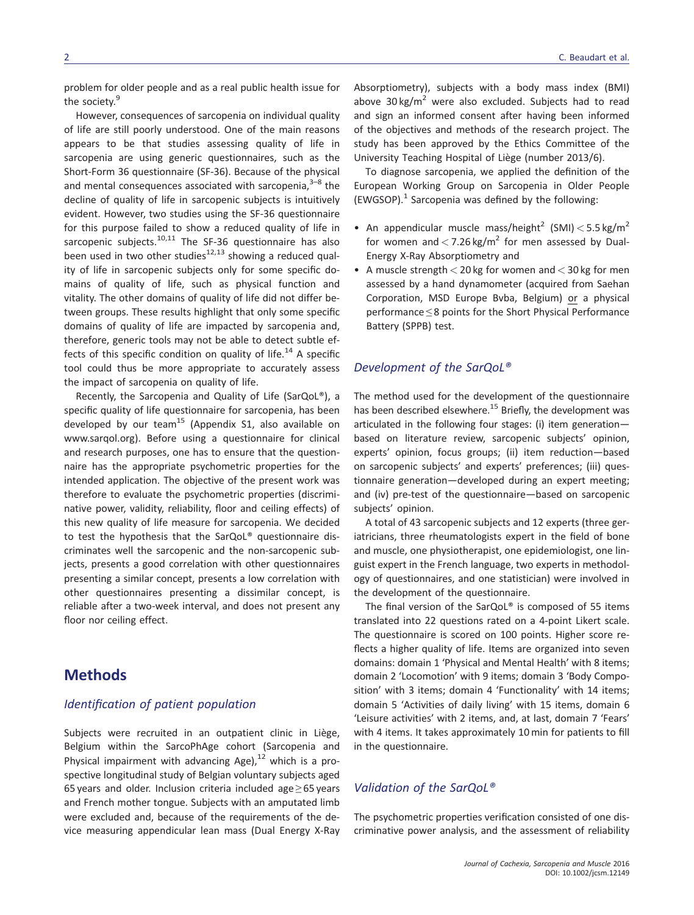problem for older people and as a real public health issue for the society.[9]

However, consequences of sarcopenia on individual quality of life are still poorly understood. One of the main reasons appears to be that studies assessing quality of life in sarcopenia are using generic questionnaires, such as the Short-Form 36 questionnaire (SF-36). Because of the physical and mental consequences associated with sarcopenia,[3–8] the decline of quality of life in sarcopenic subjects is intuitively evident. However, two studies using the SF-36 questionnaire for this purpose failed to show a reduced quality of life in sarcopenic subjects.[10,11] The SF-36 questionnaire has also been used in two other studies[12,13] showing a reduced quality of life in sarcopenic subjects only for some specific domains of quality of life, such as physical function and vitality. The other domains of quality of life did not differ between groups. These results highlight that only some specific domains of quality of life are impacted by sarcopenia and, therefore, generic tools may not be able to detect subtle effects of this specific condition on quality of life.[14] A specific tool could thus be more appropriate to accurately assess the impact of sarcopenia on quality of life.

Recently, the Sarcopenia and Quality of Life (SarQoL®), a specific quality of life questionnaire for sarcopenia, has been developed by our team[15] (Appendix S1, also available on www.sarqol.org). Before using a questionnaire for clinical and research purposes, one has to ensure that the questionnaire has the appropriate psychometric properties for the intended application. The objective of the present work was therefore to evaluate the psychometric properties (discriminative power, validity, reliability, floor and ceiling effects) of this new quality of life measure for sarcopenia. We decided to test the hypothesis that the SarQoL® questionnaire discriminates well the sarcopenic and the non-sarcopenic subjects, presents a good correlation with other questionnaires presenting a similar concept, presents a low correlation with other questionnaires presenting a dissimilar concept, is reliable after a two-week interval, and does not present any floor nor ceiling effect.

# Methods

## *Identification of patient population*

Subjects were recruited in an outpatient clinic in Liège, Belgium within the SarcoPhAge cohort (Sarcopenia and Physical impairment with advancing Age),[12] which is a prospective longitudinal study of Belgian voluntary subjects aged 65 years and older. Inclusion criteria included age $\geq$ 65 years and French mother tongue. Subjects with an amputated limb were excluded and, because of the requirements of the device measuring appendicular lean mass (Dual Energy X-Ray Absorptiometry), subjects with a body mass index (BMI) above 30 kg/m$^2$ were also excluded. Subjects had to read and sign an informed consent after having been informed of the objectives and methods of the research project. The study has been approved by the Ethics Committee of the University Teaching Hospital of Liège (number 2013/6).

To diagnose sarcopenia, we applied the definition of the European Working Group on Sarcopenia in Older People (EWGSOP).[1] Sarcopenia was defined by the following:

- An appendicular muscle mass/height$^2$ (SMI) $<$ 5.5 kg/m$^2$ for women and $<$ 7.26 kg/m$^2$ for men assessed by Dual-Energy X-Ray Absorptiometry and
- A muscle strength $<$ 20 kg for women and $<$ 30 kg for men assessed by a hand dynamometer (acquired from Saehan Corporation, MSD Europe Bvba, Belgium) <u>or</u> a physical performance $\leq$ 8 points for the Short Physical Performance Battery (SPPB) test.

## *Development of the SarQoL®*

The method used for the development of the questionnaire has been described elsewhere.[15] Briefly, the development was articulated in the following four stages: (i) item generation—based on literature review, sarcopenic subjects' opinion, experts' opinion, focus groups; (ii) item reduction—based on sarcopenic subjects' and experts' preferences; (iii) questionnaire generation—developed during an expert meeting; and (iv) pre-test of the questionnaire—based on sarcopenic subjects' opinion.

A total of 43 sarcopenic subjects and 12 experts (three geriatricians, three rheumatologists expert in the field of bone and muscle, one physiotherapist, one epidemiologist, one linguist expert in the French language, two experts in methodology of questionnaires, and one statistician) were involved in the development of the questionnaire.

The final version of the SarQoL® is composed of 55 items translated into 22 questions rated on a 4-point Likert scale. The questionnaire is scored on 100 points. Higher score reflects a higher quality of life. Items are organized into seven domains: domain 1 'Physical and Mental Health' with 8 items; domain 2 'Locomotion' with 9 items; domain 3 'Body Composition' with 3 items; domain 4 'Functionality' with 14 items; domain 5 'Activities of daily living' with 15 items, domain 6 'Leisure activities' with 2 items, and, at last, domain 7 'Fears' with 4 items. It takes approximately 10 min for patients to fill in the questionnaire.

## *Validation of the SarQoL®*

The psychometric properties verification consisted of one discriminative power analysis, and the assessment of reliability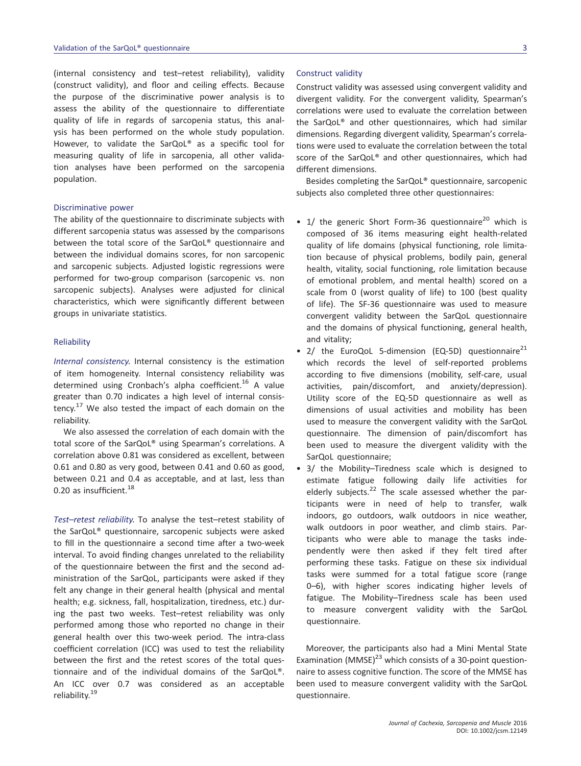(internal consistency and test–retest reliability), validity (construct validity), and floor and ceiling effects. Because the purpose of the discriminative power analysis is to assess the ability of the questionnaire to differentiate quality of life in regards of sarcopenia status, this analysis has been performed on the whole study population. However, to validate the SarQoL® as a specific tool for measuring quality of life in sarcopenia, all other validation analyses have been performed on the sarcopenia population.

### Discriminative power

The ability of the questionnaire to discriminate subjects with different sarcopenia status was assessed by the comparisons between the total score of the SarQoL® questionnaire and between the individual domains scores, for non sarcopenic and sarcopenic subjects. Adjusted logistic regressions were performed for two-group comparison (sarcopenic vs. non sarcopenic subjects). Analyses were adjusted for clinical characteristics, which were significantly different between groups in univariate statistics.

### Reliability

*Internal consistency.* Internal consistency is the estimation of item homogeneity. Internal consistency reliability was determined using Cronbach's alpha coefficient.[16] A value greater than 0.70 indicates a high level of internal consistency.[17] We also tested the impact of each domain on the reliability.

We also assessed the correlation of each domain with the total score of the SarQoL® using Spearman's correlations. A correlation above 0.81 was considered as excellent, between 0.61 and 0.80 as very good, between 0.41 and 0.60 as good, between 0.21 and 0.4 as acceptable, and at last, less than 0.20 as insufficient.[18]

*Test–retest reliability.* To analyse the test–retest stability of the SarQoL® questionnaire, sarcopenic subjects were asked to fill in the questionnaire a second time after a two-week interval. To avoid finding changes unrelated to the reliability of the questionnaire between the first and the second administration of the SarQoL, participants were asked if they felt any change in their general health (physical and mental health; e.g. sickness, fall, hospitalization, tiredness, etc.) during the past two weeks. Test–retest reliability was only performed among those who reported no change in their general health over this two-week period. The intra-class coefficient correlation (ICC) was used to test the reliability between the first and the retest scores of the total questionnaire and of the individual domains of the SarQoL®. An ICC over 0.7 was considered as an acceptable reliability.[19]

### Construct validity

Construct validity was assessed using convergent validity and divergent validity. For the convergent validity, Spearman's correlations were used to evaluate the correlation between the SarQoL® and other questionnaires, which had similar dimensions. Regarding divergent validity, Spearman's correlations were used to evaluate the correlation between the total score of the SarQoL® and other questionnaires, which had different dimensions.

Besides completing the SarQoL® questionnaire, sarcopenic subjects also completed three other questionnaires:

- 1/ the generic Short Form-36 questionnaire[20] which is composed of 36 items measuring eight health-related quality of life domains (physical functioning, role limitation because of physical problems, bodily pain, general health, vitality, social functioning, role limitation because of emotional problem, and mental health) scored on a scale from 0 (worst quality of life) to 100 (best quality of life). The SF-36 questionnaire was used to measure convergent validity between the SarQoL questionnaire and the domains of physical functioning, general health, and vitality;
- 2/ the EuroQoL 5-dimension (EQ-5D) questionnaire[21] which records the level of self-reported problems according to five dimensions (mobility, self-care, usual activities, pain/discomfort, and anxiety/depression). Utility score of the EQ-5D questionnaire as well as dimensions of usual activities and mobility has been used to measure the convergent validity with the SarQoL questionnaire. The dimension of pain/discomfort has been used to measure the divergent validity with the SarQoL questionnaire;
- 3/ the Mobility–Tiredness scale which is designed to estimate fatigue following daily life activities for elderly subjects.[22] The scale assessed whether the participants were in need of help to transfer, walk indoors, go outdoors, walk outdoors in nice weather, walk outdoors in poor weather, and climb stairs. Participants who were able to manage the tasks independently were then asked if they felt tired after performing these tasks. Fatigue on these six individual tasks were summed for a total fatigue score (range 0–6), with higher scores indicating higher levels of fatigue. The Mobility–Tiredness scale has been used to measure convergent validity with the SarQoL questionnaire.

Moreover, the participants also had a Mini Mental State Examination (MMSE)[23] which consists of a 30-point questionnaire to assess cognitive function. The score of the MMSE has been used to measure convergent validity with the SarQoL questionnaire.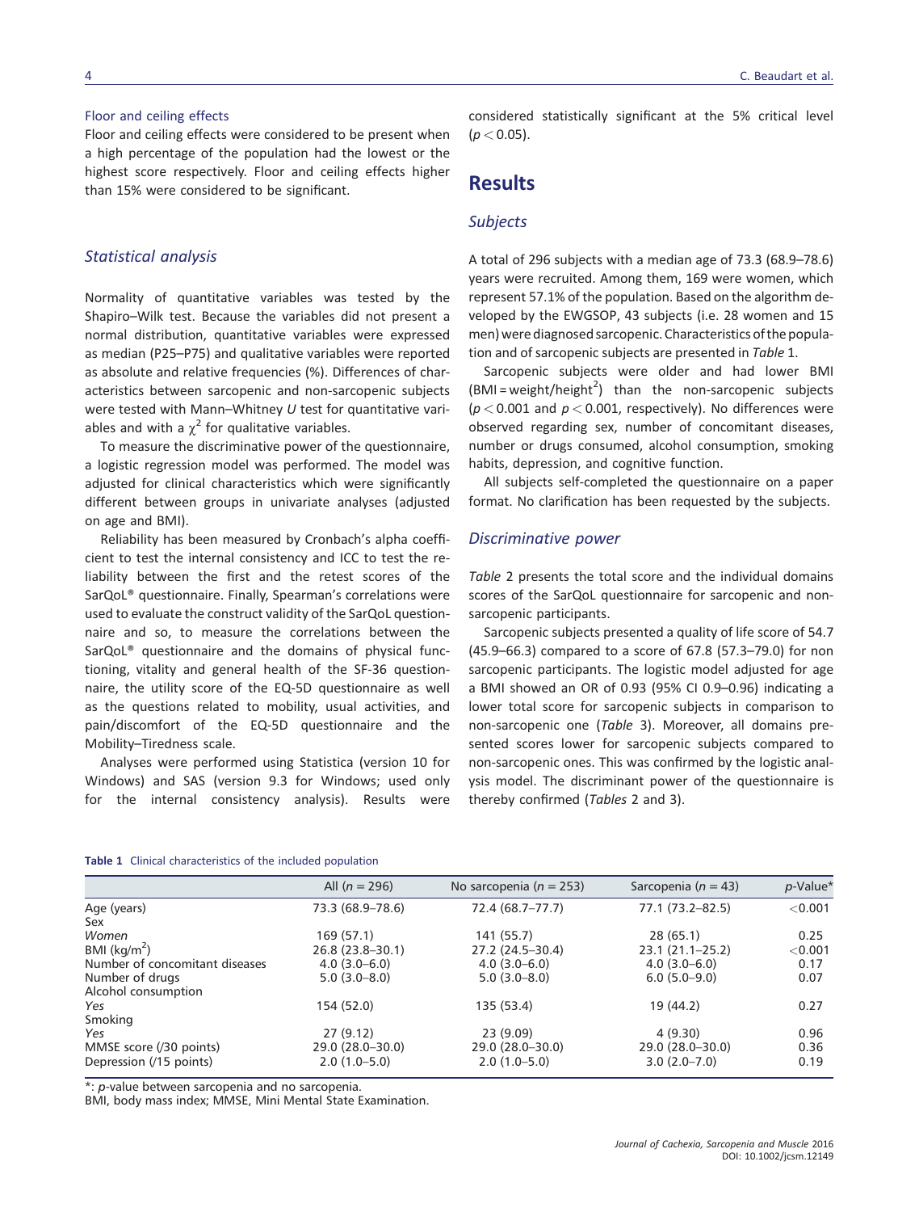#### Floor and ceiling effects

Floor and ceiling effects were considered to be present when a high percentage of the population had the lowest or the highest score respectively. Floor and ceiling effects higher than 15% were considered to be significant.

### Statistical analysis

Normality of quantitative variables was tested by the Shapiro–Wilk test. Because the variables did not present a normal distribution, quantitative variables were expressed as median (P25–P75) and qualitative variables were reported as absolute and relative frequencies (%). Differences of characteristics between sarcopenic and non-sarcopenic subjects were tested with Mann–Whitney *U* test for quantitative variables and with a $\chi^2$ for qualitative variables.

To measure the discriminative power of the questionnaire, a logistic regression model was performed. The model was adjusted for clinical characteristics which were significantly different between groups in univariate analyses (adjusted on age and BMI).

Reliability has been measured by Cronbach's alpha coefficient to test the internal consistency and ICC to test the reliability between the first and the retest scores of the SarQoL® questionnaire. Finally, Spearman's correlations were used to evaluate the construct validity of the SarQoL questionnaire and so, to measure the correlations between the SarQoL® questionnaire and the domains of physical functioning, vitality and general health of the SF-36 questionnaire, the utility score of the EQ-5D questionnaire as well as the questions related to mobility, usual activities, and pain/discomfort of the EQ-5D questionnaire and the Mobility–Tiredness scale.

Analyses were performed using Statistica (version 10 for Windows) and SAS (version 9.3 for Windows; used only for the internal consistency analysis). Results were considered statistically significant at the 5% critical level ($p < 0.05$).

## Results

### Subjects

A total of 296 subjects with a median age of 73.3 (68.9–78.6) years were recruited. Among them, 169 were women, which represent 57.1% of the population. Based on the algorithm developed by the EWGSOP, 43 subjects (i.e. 28 women and 15 men) were diagnosed sarcopenic. Characteristics of the population and of sarcopenic subjects are presented in *Table* 1.

Sarcopenic subjects were older and had lower BMI (BMI = weight/height$^2$) than the non-sarcopenic subjects ($p < 0.001$ and $p < 0.001$, respectively). No differences were observed regarding sex, number of concomitant diseases, number or drugs consumed, alcohol consumption, smoking habits, depression, and cognitive function.

All subjects self-completed the questionnaire on a paper format. No clarification has been requested by the subjects.

### Discriminative power

*Table* 2 presents the total score and the individual domains scores of the SarQoL questionnaire for sarcopenic and non-sarcopenic participants.

Sarcopenic subjects presented a quality of life score of 54.7 (45.9–66.3) compared to a score of 67.8 (57.3–79.0) for non sarcopenic participants. The logistic model adjusted for age a BMI showed an OR of 0.93 (95% CI 0.9–0.96) indicating a lower total score for sarcopenic subjects in comparison to non-sarcopenic one (*Table* 3). Moreover, all domains presented scores lower for sarcopenic subjects compared to non-sarcopenic ones. This was confirmed by the logistic analysis model. The discriminant power of the questionnaire is thereby confirmed (*Tables* 2 and 3).

**Table 1** Clinical characteristics of the included population

| | All ($n = 296$) | No sarcopenia ($n = 253$) | Sarcopenia ($n = 43$) | *p*-Value* |
|---|---|---|---|---|
| Age (years) | 73.3 (68.9–78.6) | 72.4 (68.7–77.7) | 77.1 (73.2–82.5) | <0.001 |
| Sex | | | | |
| *Women* | 169 (57.1) | 141 (55.7) | 28 (65.1) | 0.25 |
| BMI (kg/m$^2$) | 26.8 (23.8–30.1) | 27.2 (24.5–30.4) | 23.1 (21.1–25.2) | <0.001 |
| Number of concomitant diseases | 4.0 (3.0–6.0) | 4.0 (3.0–6.0) | 4.0 (3.0–6.0) | 0.17 |
| Number of drugs | 5.0 (3.0–8.0) | 5.0 (3.0–8.0) | 6.0 (5.0–9.0) | 0.07 |
| Alcohol consumption | | | | |
| *Yes* | 154 (52.0) | 135 (53.4) | 19 (44.2) | 0.27 |
| Smoking | | | | |
| *Yes* | 27 (9.12) | 23 (9.09) | 4 (9.30) | 0.96 |
| MMSE score (/30 points) | 29.0 (28.0–30.0) | 29.0 (28.0–30.0) | 29.0 (28.0–30.0) | 0.36 |
| Depression (/15 points) | 2.0 (1.0–5.0) | 2.0 (1.0–5.0) | 3.0 (2.0–7.0) | 0.19 |

*: *p*-value between sarcopenia and no sarcopenia.
BMI, body mass index; MMSE, Mini Mental State Examination.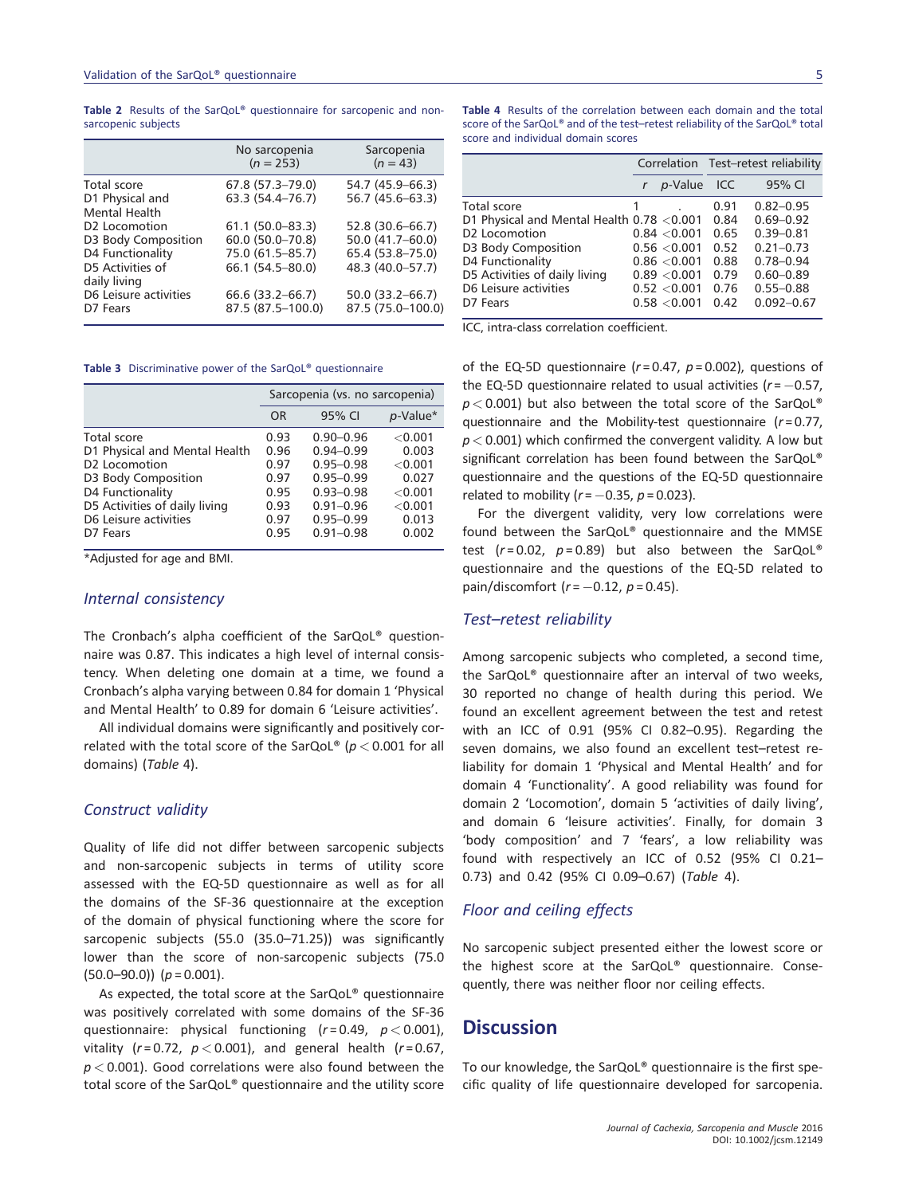**Table 2** Results of the SarQoL® questionnaire for sarcopenic and non-sarcopenic subjects

| | No sarcopenia ($n = 253$) | Sarcopenia ($n = 43$) |
|---|---|---|
| Total score | 67.8 (57.3–79.0) | 54.7 (45.9–66.3) |
| D1 Physical and Mental Health | 63.3 (54.4–76.7) | 56.7 (45.6–63.3) |
| D2 Locomotion | 61.1 (50.0–83.3) | 52.8 (30.6–66.7) |
| D3 Body Composition | 60.0 (50.0–70.8) | 50.0 (41.7–60.0) |
| D4 Functionality | 75.0 (61.5–85.7) | 65.4 (53.8–75.0) |
| D5 Activities of daily living | 66.1 (54.5–80.0) | 48.3 (40.0–57.7) |
| D6 Leisure activities | 66.6 (33.2–66.7) | 50.0 (33.2–66.7) |
| D7 Fears | 87.5 (87.5–100.0) | 87.5 (75.0–100.0) |

**Table 3** Discriminative power of the SarQoL® questionnaire

| | Sarcopenia (vs. no sarcopenia) | | |
|---|---|---|---|
| | OR | 95% CI | *p*-Value* |
| Total score | 0.93 | 0.90–0.96 | <0.001 |
| D1 Physical and Mental Health | 0.96 | 0.94–0.99 | 0.003 |
| D2 Locomotion | 0.97 | 0.95–0.98 | <0.001 |
| D3 Body Composition | 0.97 | 0.95–0.99 | 0.027 |
| D4 Functionality | 0.95 | 0.93–0.98 | <0.001 |
| D5 Activities of daily living | 0.93 | 0.91–0.96 | <0.001 |
| D6 Leisure activities | 0.97 | 0.95–0.99 | 0.013 |
| D7 Fears | 0.95 | 0.91–0.98 | 0.002 |

*Adjusted for age and BMI.

### Internal consistency

The Cronbach's alpha coefficient of the SarQoL® questionnaire was 0.87. This indicates a high level of internal consistency. When deleting one domain at a time, we found a Cronbach's alpha varying between 0.84 for domain 1 'Physical and Mental Health' to 0.89 for domain 6 'Leisure activities'.

All individual domains were significantly and positively correlated with the total score of the SarQoL® ($p < 0.001$ for all domains) (*Table* 4).

### Construct validity

Quality of life did not differ between sarcopenic subjects and non-sarcopenic subjects in terms of utility score assessed with the EQ-5D questionnaire as well as for all the domains of the SF-36 questionnaire at the exception of the domain of physical functioning where the score for sarcopenic subjects (55.0 (35.0–71.25)) was significantly lower than the score of non-sarcopenic subjects (75.0 (50.0–90.0)) ($p = 0.001$).

As expected, the total score at the SarQoL® questionnaire was positively correlated with some domains of the SF-36 questionnaire: physical functioning ($r = 0.49$, $p < 0.001$), vitality ($r = 0.72$, $p < 0.001$), and general health ($r = 0.67$, $p < 0.001$). Good correlations were also found between the total score of the SarQoL® questionnaire and the utility score of the EQ-5D questionnaire ($r = 0.47$, $p = 0.002$), questions of the EQ-5D questionnaire related to usual activities ($r = -0.57$, $p < 0.001$) but also between the total score of the SarQoL® questionnaire and the Mobility-test questionnaire ($r = 0.77$, $p < 0.001$) which confirmed the convergent validity. A low but significant correlation has been found between the SarQoL® questionnaire and the questions of the EQ-5D questionnaire related to mobility ($r = -0.35$, $p = 0.023$).

For the divergent validity, very low correlations were found between the SarQoL® questionnaire and the MMSE test ($r = 0.02$, $p = 0.89$) but also between the SarQoL® questionnaire and the questions of the EQ-5D related to pain/discomfort ($r = -0.12$, $p = 0.45$).

**Table 4** Results of the correlation between each domain and the total score of the SarQoL® and of the test–retest reliability of the SarQoL® total score and individual domain scores

| | Correlation | | Test–retest reliability | |
|---|---|---|---|---|
| | *r* | *p*-Value | ICC | 95% CI |
| Total score | 1 | . | 0.91 | 0.82–0.95 |
| D1 Physical and Mental Health | 0.78 | <0.001 | 0.84 | 0.69–0.92 |
| D2 Locomotion | 0.84 | <0.001 | 0.65 | 0.39–0.81 |
| D3 Body Composition | 0.56 | <0.001 | 0.52 | 0.21–0.73 |
| D4 Functionality | 0.86 | <0.001 | 0.88 | 0.78–0.94 |
| D5 Activities of daily living | 0.89 | <0.001 | 0.79 | 0.60–0.89 |
| D6 Leisure activities | 0.52 | <0.001 | 0.76 | 0.55–0.88 |
| D7 Fears | 0.58 | <0.001 | 0.42 | 0.092–0.67 |

ICC, intra-class correlation coefficient.

### Test–retest reliability

Among sarcopenic subjects who completed, a second time, the SarQoL® questionnaire after an interval of two weeks, 30 reported no change of health during this period. We found an excellent agreement between the test and retest with an ICC of 0.91 (95% CI 0.82–0.95). Regarding the seven domains, we also found an excellent test–retest reliability for domain 1 'Physical and Mental Health' and for domain 4 'Functionality'. A good reliability was found for domain 2 'Locomotion', domain 5 'activities of daily living', and domain 6 'leisure activities'. Finally, for domain 3 'body composition' and 7 'fears', a low reliability was found with respectively an ICC of 0.52 (95% CI 0.21–0.73) and 0.42 (95% CI 0.09–0.67) (*Table* 4).

### Floor and ceiling effects

No sarcopenic subject presented either the lowest score or the highest score at the SarQoL® questionnaire. Consequently, there was neither floor nor ceiling effects.

## Discussion

To our knowledge, the SarQoL® questionnaire is the first specific quality of life questionnaire developed for sarcopenia.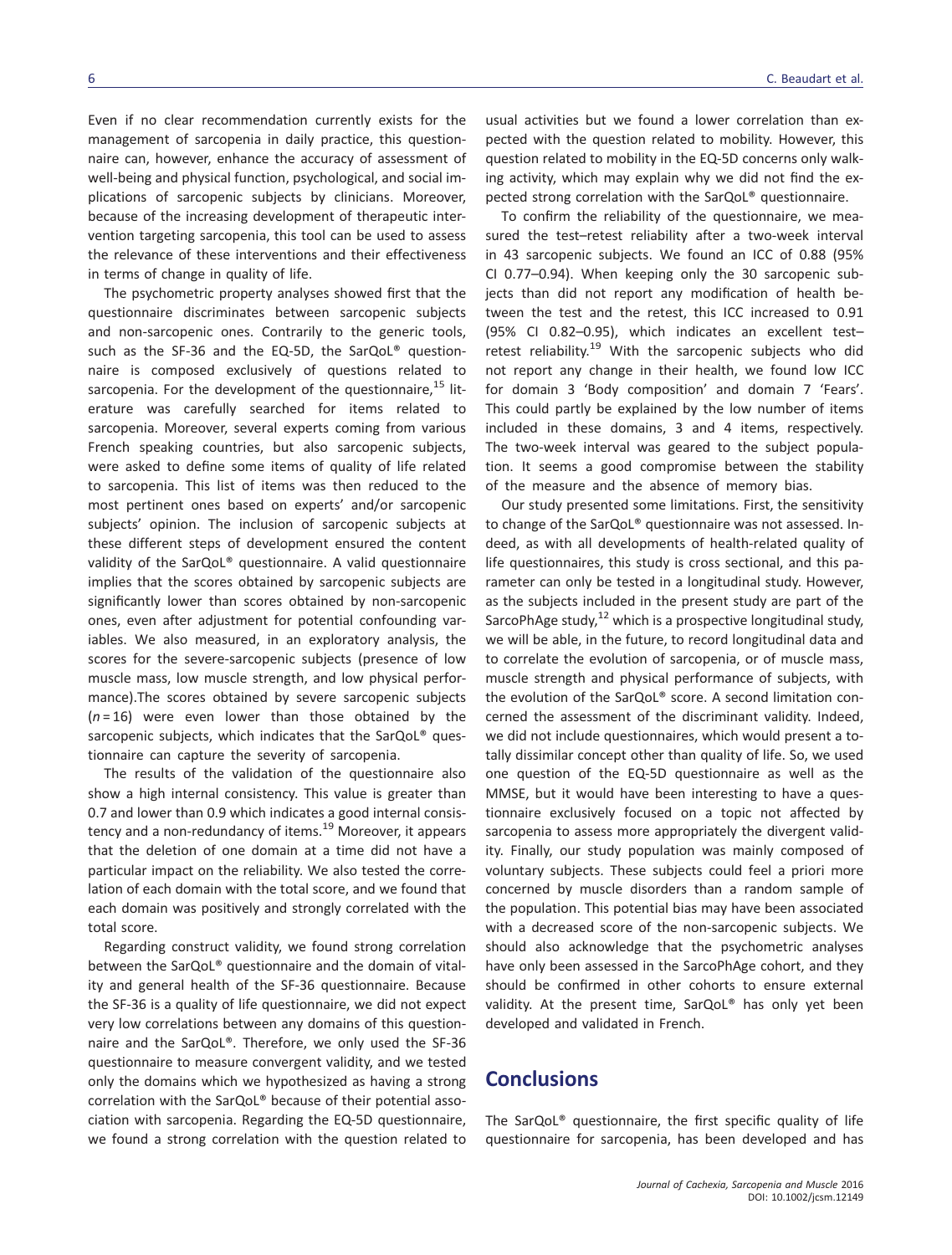Even if no clear recommendation currently exists for the management of sarcopenia in daily practice, this questionnaire can, however, enhance the accuracy of assessment of well-being and physical function, psychological, and social implications of sarcopenic subjects by clinicians. Moreover, because of the increasing development of therapeutic intervention targeting sarcopenia, this tool can be used to assess the relevance of these interventions and their effectiveness in terms of change in quality of life.

The psychometric property analyses showed first that the questionnaire discriminates between sarcopenic subjects and non-sarcopenic ones. Contrarily to the generic tools, such as the SF-36 and the EQ-5D, the SarQoL® questionnaire is composed exclusively of questions related to sarcopenia. For the development of the questionnaire,[15] literature was carefully searched for items related to sarcopenia. Moreover, several experts coming from various French speaking countries, but also sarcopenic subjects, were asked to define some items of quality of life related to sarcopenia. This list of items was then reduced to the most pertinent ones based on experts' and/or sarcopenic subjects' opinion. The inclusion of sarcopenic subjects at these different steps of development ensured the content validity of the SarQoL® questionnaire. A valid questionnaire implies that the scores obtained by sarcopenic subjects are significantly lower than scores obtained by non-sarcopenic ones, even after adjustment for potential confounding variables. We also measured, in an exploratory analysis, the scores for the severe-sarcopenic subjects (presence of low muscle mass, low muscle strength, and low physical performance).The scores obtained by severe sarcopenic subjects ($n = 16$) were even lower than those obtained by the sarcopenic subjects, which indicates that the SarQoL® questionnaire can capture the severity of sarcopenia.

The results of the validation of the questionnaire also show a high internal consistency. This value is greater than 0.7 and lower than 0.9 which indicates a good internal consistency and a non-redundancy of items.[19] Moreover, it appears that the deletion of one domain at a time did not have a particular impact on the reliability. We also tested the correlation of each domain with the total score, and we found that each domain was positively and strongly correlated with the total score.

Regarding construct validity, we found strong correlation between the SarQoL® questionnaire and the domain of vitality and general health of the SF-36 questionnaire. Because the SF-36 is a quality of life questionnaire, we did not expect very low correlations between any domains of this questionnaire and the SarQoL®. Therefore, we only used the SF-36 questionnaire to measure convergent validity, and we tested only the domains which we hypothesized as having a strong correlation with the SarQoL® because of their potential association with sarcopenia. Regarding the EQ-5D questionnaire, we found a strong correlation with the question related to usual activities but we found a lower correlation than expected with the question related to mobility. However, this question related to mobility in the EQ-5D concerns only walking activity, which may explain why we did not find the expected strong correlation with the SarQoL® questionnaire.

To confirm the reliability of the questionnaire, we measured the test–retest reliability after a two-week interval in 43 sarcopenic subjects. We found an ICC of 0.88 (95% CI 0.77–0.94). When keeping only the 30 sarcopenic subjects than did not report any modification of health between the test and the retest, this ICC increased to 0.91 (95% CI 0.82–0.95), which indicates an excellent test–retest reliability.[19] With the sarcopenic subjects who did not report any change in their health, we found low ICC for domain 3 'Body composition' and domain 7 'Fears'. This could partly be explained by the low number of items included in these domains, 3 and 4 items, respectively. The two-week interval was geared to the subject population. It seems a good compromise between the stability of the measure and the absence of memory bias.

Our study presented some limitations. First, the sensitivity to change of the SarQoL® questionnaire was not assessed. Indeed, as with all developments of health-related quality of life questionnaires, this study is cross sectional, and this parameter can only be tested in a longitudinal study. However, as the subjects included in the present study are part of the SarcoPhAge study,[12] which is a prospective longitudinal study, we will be able, in the future, to record longitudinal data and to correlate the evolution of sarcopenia, or of muscle mass, muscle strength and physical performance of subjects, with the evolution of the SarQoL® score. A second limitation concerned the assessment of the discriminant validity. Indeed, we did not include questionnaires, which would present a totally dissimilar concept other than quality of life. So, we used one question of the EQ-5D questionnaire as well as the MMSE, but it would have been interesting to have a questionnaire exclusively focused on a topic not affected by sarcopenia to assess more appropriately the divergent validity. Finally, our study population was mainly composed of voluntary subjects. These subjects could feel a priori more concerned by muscle disorders than a random sample of the population. This potential bias may have been associated with a decreased score of the non-sarcopenic subjects. We should also acknowledge that the psychometric analyses have only been assessed in the SarcoPhAge cohort, and they should be confirmed in other cohorts to ensure external validity. At the present time, SarQoL® has only yet been developed and validated in French.

## Conclusions

The SarQoL® questionnaire, the first specific quality of life questionnaire for sarcopenia, has been developed and has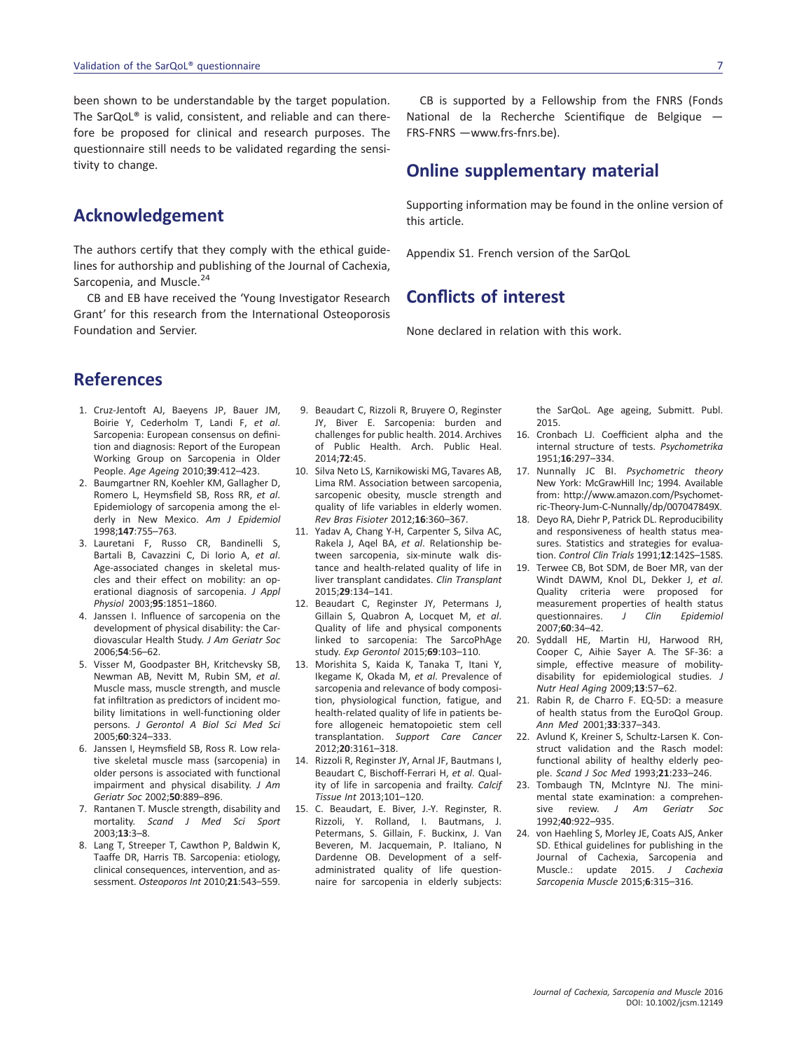been shown to be understandable by the target population. The SarQoL® is valid, consistent, and reliable and can therefore be proposed for clinical and research purposes. The questionnaire still needs to be validated regarding the sensitivity to change.

## Acknowledgement

The authors certify that they comply with the ethical guidelines for authorship and publishing of the Journal of Cachexia, Sarcopenia, and Muscle.[24]

CB and EB have received the 'Young Investigator Research Grant' for this research from the International Osteoporosis Foundation and Servier.

CB is supported by a Fellowship from the FNRS (Fonds National de la Recherche Scientifique de Belgique — FRS-FNRS —www.frs-fnrs.be).

## Online supplementary material

Supporting information may be found in the online version of this article.

Appendix S1. French version of the SarQoL

## Conflicts of interest

None declared in relation with this work.

## References

1. Cruz-Jentoft AJ, Baeyens JP, Bauer JM, Boirie Y, Cederholm T, Landi F, *et al*. Sarcopenia: European consensus on definition and diagnosis: Report of the European Working Group on Sarcopenia in Older People. *Age Ageing* 2010;**39**:412–423.
2. Baumgartner RN, Koehler KM, Gallagher D, Romero L, Heymsfield SB, Ross RR, *et al*. Epidemiology of sarcopenia among the elderly in New Mexico. *Am J Epidemiol* 1998;**147**:755–763.
3. Lauretani F, Russo CR, Bandinelli S, Bartali B, Cavazzini C, Di Iorio A, *et al*. Age-associated changes in skeletal muscles and their effect on mobility: an operational diagnosis of sarcopenia. *J Appl Physiol* 2003;**95**:1851–1860.
4. Janssen I. Influence of sarcopenia on the development of physical disability: the Cardiovascular Health Study. *J Am Geriatr Soc* 2006;**54**:56–62.
5. Visser M, Goodpaster BH, Kritchevsky SB, Newman AB, Nevitt M, Rubin SM, *et al*. Muscle mass, muscle strength, and muscle fat infiltration as predictors of incident mobility limitations in well-functioning older persons. *J Gerontol A Biol Sci Med Sci* 2005;**60**:324–333.
6. Janssen I, Heymsfield SB, Ross R. Low relative skeletal muscle mass (sarcopenia) in older persons is associated with functional impairment and physical disability. *J Am Geriatr Soc* 2002;**50**:889–896.
7. Rantanen T. Muscle strength, disability and mortality. *Scand J Med Sci Sport* 2003;**13**:3–8.
8. Lang T, Streeper T, Cawthon P, Baldwin K, Taaffe DR, Harris TB. Sarcopenia: etiology, clinical consequences, intervention, and assessment. *Osteoporos Int* 2010;**21**:543–559.
9. Beaudart C, Rizzoli R, Bruyere O, Reginster JY, Biver E. Sarcopenia: burden and challenges for public health. 2014. Archives of Public Health. Arch. Public Heal. 2014;**72**:45.
10. Silva Neto LS, Karnikowiski MG, Tavares AB, Lima RM. Association between sarcopenia, sarcopenic obesity, muscle strength and quality of life variables in elderly women. *Rev Bras Fisioter* 2012;**16**:360–367.
11. Yadav A, Chang Y-H, Carpenter S, Silva AC, Rakela J, Aqel BA, *et al*. Relationship between sarcopenia, six-minute walk distance and health-related quality of life in liver transplant candidates. *Clin Transplant* 2015;**29**:134–141.
12. Beaudart C, Reginster JY, Petermans J, Gillain S, Quabron A, Locquet M, *et al*. Quality of life and physical components linked to sarcopenia: The SarcoPhAge study. *Exp Gerontol* 2015;**69**:103–110.
13. Morishita S, Kaida K, Tanaka T, Itani Y, Ikegame K, Okada M, *et al*. Prevalence of sarcopenia and relevance of body composition, physiological function, fatigue, and health-related quality of life in patients before allogeneic hematopoietic stem cell transplantation. *Support Care Cancer* 2012;**20**:3161–318.
14. Rizzoli R, Reginster JY, Arnal JF, Bautmans I, Beaudart C, Bischoff-Ferrari H, *et al*. Quality of life in sarcopenia and frailty. *Calcif Tissue Int* 2013;101–120.
15. C. Beaudart, E. Biver, J.-Y. Reginster, R. Rizzoli, Y. Rolland, I. Bautmans, J. Petermans, S. Gillain, F. Buckinx, J. Van Beveren, M. Jacquemain, P. Italiano, N Dardenne OB. Development of a self-administrated quality of life questionnaire for sarcopenia in elderly subjects: the SarQoL. Age ageing, Submitt. Publ. 2015.
16. Cronbach LJ. Coefficient alpha and the internal structure of tests. *Psychometrika* 1951;**16**:297–334.
17. Nunnally JC BI. *Psychometric theory* New York: McGrawHill Inc; 1994. Available from: http://www.amazon.com/Psychometric-Theory-Jum-C-Nunnally/dp/007047849X.
18. Deyo RA, Diehr P, Patrick DL. Reproducibility and responsiveness of health status measures. Statistics and strategies for evaluation. *Control Clin Trials* 1991;**12**:142S–158S.
19. Terwee CB, Bot SDM, de Boer MR, van der Windt DAWM, Knol DL, Dekker J, *et al*. Quality criteria were proposed for measurement properties of health status questionnaires. *J Clin Epidemiol* 2007;**60**:34–42.
20. Syddall HE, Martin HJ, Harwood RH, Cooper C, Aihie Sayer A. The SF-36: a simple, effective measure of mobility-disability for epidemiological studies. *J Nutr Heal Aging* 2009;**13**:57–62.
21. Rabin R, de Charro F. EQ-5D: a measure of health status from the EuroQol Group. *Ann Med* 2001;**33**:337–343.
22. Avlund K, Kreiner S, Schultz-Larsen K. Construct validation and the Rasch model: functional ability of healthy elderly people. *Scand J Soc Med* 1993;**21**:233–246.
23. Tombaugh TN, McIntyre NJ. The mini-mental state examination: a comprehensive review. *J Am Geriatr Soc* 1992;**40**:922–935.
24. von Haehling S, Morley JE, Coats AJS, Anker SD. Ethical guidelines for publishing in the Journal of Cachexia, Sarcopenia and Muscle.: update 2015. *J Cachexia Sarcopenia Muscle* 2015;**6**:315–316.